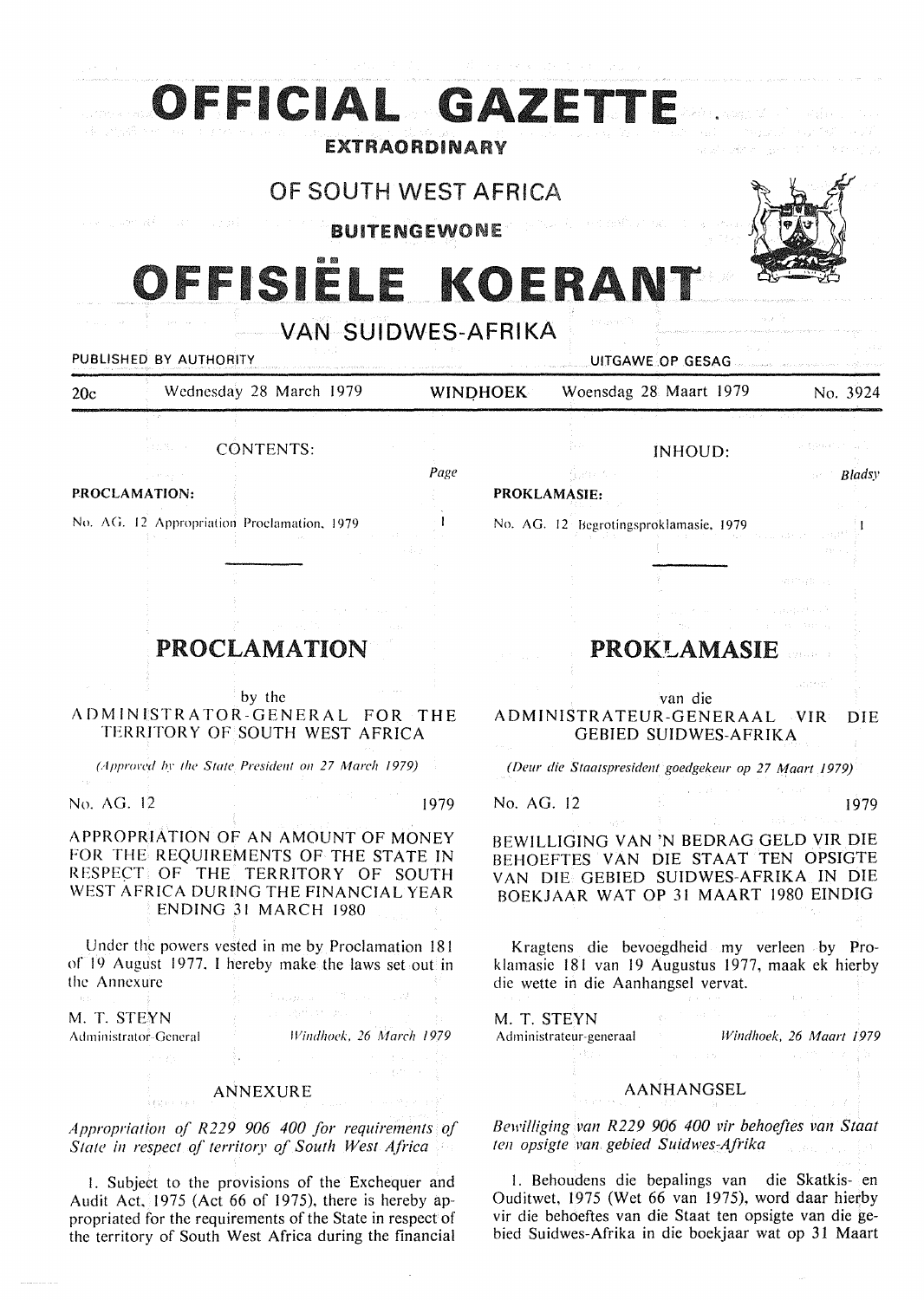# OFFICIAL GAZETTE

**EXTRAORDINARY**

## OF SOUTH WEST AFRICA

**BUITENGEWONE**

# OFFISIËLE KOERANT

## VAN SUIDWES-AFRIKA

PUBLISHED BY AUTHORITY — UITGAWE OP GESAG

20c — Wednesday 28 March 1979 — WINDHOEK — Woensdag 28 Maart 1979 — No. 3924

CONTENTS:

| | Page |
|---|---|
| **PROCLAMATION:** | |
| No. AG. 12 Appropriation Proclamation, 1979 | 1 |

## PROCLAMATION

by the

ADMINISTRATOR-GENERAL FOR THE TERRITORY OF SOUTH WEST AFRICA

*(Approved by the State President on 27 March 1979)*

No. AG. 12 — 1979

APPROPRIATION OF AN AMOUNT OF MONEY FOR THE REQUIREMENTS OF THE STATE IN RESPECT OF THE TERRITORY OF SOUTH WEST AFRICA DURING THE FINANCIAL YEAR ENDING 31 MARCH 1980

Under the powers vested in me by Proclamation 181 of 19 August 1977, I hereby make the laws set out in the Annexure

M. T. STEYN
Administrator-General — *Windhoek, 26 March 1979*

### ANNEXURE

*Appropriation of R229 906 400 for requirements of State in respect of territory of South West Africa*

1. Subject to the provisions of the Exchequer and Audit Act, 1975 (Act 66 of 1975), there is hereby appropriated for the requirements of the State in respect of the territory of South West Africa during the financial

INHOUD:

| | Bladsy |
|---|---|
| **PROKLAMASIE:** | |
| No. AG. 12 Begrotingsproklamasie, 1979 | 1 |

## PROKLAMASIE

van die

ADMINISTRATEUR-GENERAAL VIR DIE GEBIED SUIDWES-AFRIKA

*(Deur die Staatspresident goedgekeur op 27 Maart 1979)*

No. AG. 12 — 1979

BEWILLIGING VAN 'N BEDRAG GELD VIR DIE BEHOEFTES VAN DIE STAAT TEN OPSIGTE VAN DIE GEBIED SUIDWES-AFRIKA IN DIE BOEKJAAR WAT OP 31 MAART 1980 EINDIG

Kragtens die bevoegdheid my verleen by Proklamasie 181 van 19 Augustus 1977, maak ek hierby die wette in die Aanhangsel vervat.

M. T. STEYN
Administrateur-generaal — *Windhoek, 26 Maart 1979*

### AANHANGSEL

*Bewilliging van R229 906 400 vir behoeftes van Staat ten opsigte van gebied Suidwes-Afrika*

1. Behoudens die bepalings van die Skatkis- en Ouditwet, 1975 (Wet 66 van 1975), word daar hierby vir die behoeftes van die Staat ten opsigte van die gebied Suidwes-Afrika in die boekjaar wat op 31 Maart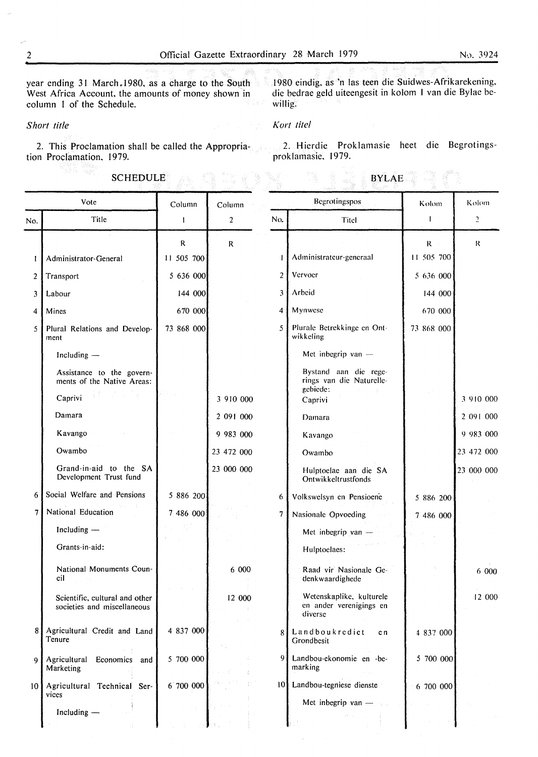year ending 31 March 1980, as a charge to the South West Africa Account, the amounts of money shown in column 1 of the Schedule.

*Short title*

2. This Proclamation shall be called the Appropriation Proclamation, 1979.

## SCHEDULE

| Vote No. | Vote Title | Column 1 | Column 2 |
|---|---|---|---|
| | | R | R |
| 1 | Administrator-General | 11 505 700 | |
| 2 | Transport | 5 636 000 | |
| 3 | Labour | 144 000 | |
| 4 | Mines | 670 000 | |
| 5 | Plural Relations and Development | 73 868 000 | |
| | Including — | | |
| | Assistance to the governments of the Native Areas: | | |
| | Caprivi | | 3 910 000 |
| | Damara | | 2 091 000 |
| | Kavango | | 9 983 000 |
| | Owambo | | 23 472 000 |
| | Grand-in-aid to the SA Development Trust fund | | 23 000 000 |
| 6 | Social Welfare and Pensions | 5 886 200 | |
| 7 | National Education | 7 486 000 | |
| | Including — | | |
| | Grants-in-aid: | | |
| | National Monuments Council | | 6 000 |
| | Scientific, cultural and other societies and miscellaneous | | 12 000 |
| 8 | Agricultural Credit and Land Tenure | 4 837 000 | |
| 9 | Agricultural Economics and Marketing | 5 700 000 | |
| 10 | Agricultural Technical Services | 6 700 000 | |
| | Including — | | |

1980 eindig, as 'n las teen die Suidwes-Afrikarekening, die bedrae geld uiteengesit in kolom 1 van die Bylae bewillig.

*Kort titel*

2. Hierdie Proklamasie heet die Begrotingsproklamasie, 1979.

## BYLAE

| Begrotingspos No. | Begrotingspos Titel | Kolom 1 | Kolom 2 |
|---|---|---|---|
| | | R | R |
| 1 | Administrateur-generaal | 11 505 700 | |
| 2 | Vervoer | 5 636 000 | |
| 3 | Arbeid | 144 000 | |
| 4 | Mynwese | 670 000 | |
| 5 | Plurale Betrekkinge en Ontwikkeling | 73 868 000 | |
| | Met inbegrip van — | | |
| | Bystand aan die regerings van die Naturellegebiede: | | |
| | Caprivi | | 3 910 000 |
| | Damara | | 2 091 000 |
| | Kavango | | 9 983 000 |
| | Owambo | | 23 472 000 |
| | Hulptoelae aan die SA Ontwikkeltrustfonds | | 23 000 000 |
| 6 | Volkswelsyn en Pensioene | 5 886 200 | |
| 7 | Nasionale Opvoeding | 7 486 000 | |
| | Met inbegrip van — | | |
| | Hulptoelaes: | | |
| | Raad vir Nasionale Gedenkwaardighede | | 6 000 |
| | Wetenskaplike, kulturele en ander verenigings en diverse | | 12 000 |
| 8 | Landboukrediet en Grondbesit | 4 837 000 | |
| 9 | Landbou-ekonomie en -bemarking | 5 700 000 | |
| 10 | Landbou-tegniese dienste | 6 700 000 | |
| | Met inbegrip van — | | |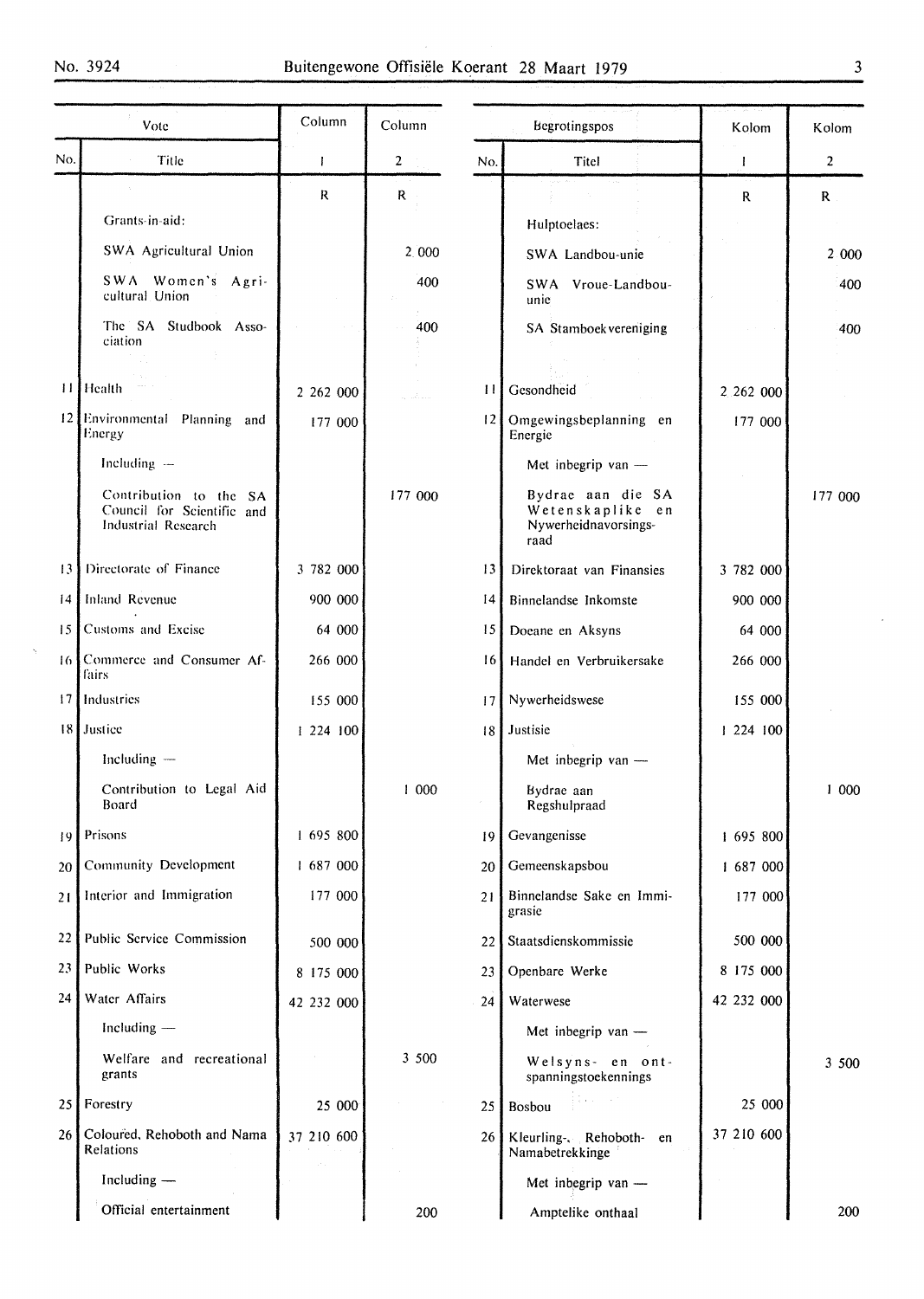| Vote | | Column | Column |
|---|---|---|---|
| No. | Title | 1 | 2 |
| | | R | R |
| | Grants-in-aid: | | |
| | SWA Agricultural Union | | 2 000 |
| | SWA Women's Agricultural Union | | 400 |
| | The SA Studbook Association | | 400 |
| 11 | Health | 2 262 000 | |
| 12 | Environmental Planning and Energy | 177 000 | |
| | Including — | | |
| | Contribution to the SA Council for Scientific and Industrial Research | | 177 000 |
| 13 | Directorate of Finance | 3 782 000 | |
| 14 | Inland Revenue | 900 000 | |
| 15 | Customs and Excise | 64 000 | |
| 16 | Commerce and Consumer Affairs | 266 000 | |
| 17 | Industries | 155 000 | |
| 18 | Justice | 1 224 100 | |
| | Including — | | |
| | Contribution to Legal Aid Board | | 1 000 |
| 19 | Prisons | 1 695 800 | |
| 20 | Community Development | 1 687 000 | |
| 21 | Interior and Immigration | 177 000 | |
| 22 | Public Service Commission | 500 000 | |
| 23 | Public Works | 8 175 000 | |
| 24 | Water Affairs | 42 232 000 | |
| | Including — | | |
| | Welfare and recreational grants | | 3 500 |
| 25 | Forestry | 25 000 | |
| 26 | Coloured, Rehoboth and Nama Relations | 37 210 600 | |
| | Including — | | |
| | Official entertainment | | 200 |

| Begrotingspos | | Kolom | Kolom |
|---|---|---|---|
| No. | Titel | 1 | 2 |
| | | R | R |
| | Hulptoelaes: | | |
| | SWA Landbou-unie | | 2 000 |
| | SWA Vroue-Landbou-unie | | 400 |
| | SA Stamboekvereniging | | 400 |
| 11 | Gesondheid | 2 262 000 | |
| 12 | Omgewingsbeplanning en Energie | 177 000 | |
| | Met inbegrip van — | | |
| | Bydrae aan die SA Wetenskaplike en Nywerheidnavorsingsraad | | 177 000 |
| 13 | Direktoraat van Finansies | 3 782 000 | |
| 14 | Binnelandse Inkomste | 900 000 | |
| 15 | Doeane en Aksyns | 64 000 | |
| 16 | Handel en Verbruikersake | 266 000 | |
| 17 | Nywerheidswese | 155 000 | |
| 18 | Justisie | 1 224 100 | |
| | Met inbegrip van — | | |
| | Bydrae aan Regshulpraad | | 1 000 |
| 19 | Gevangenisse | 1 695 800 | |
| 20 | Gemeenskapsbou | 1 687 000 | |
| 21 | Binnelandse Sake en Immigrasie | 177 000 | |
| 22 | Staatsdienskommissie | 500 000 | |
| 23 | Openbare Werke | 8 175 000 | |
| 24 | Waterwese | 42 232 000 | |
| | Met inbegrip van — | | |
| | Welsyns- en ontspanningstoekennings | | 3 500 |
| 25 | Bosbou | 25 000 | |
| 26 | Kleurling-, Rehoboth- en Namabetrekkinge | 37 210 600 | |
| | Met inbegrip van — | | |
| | Amptelike onthaal | | 200 |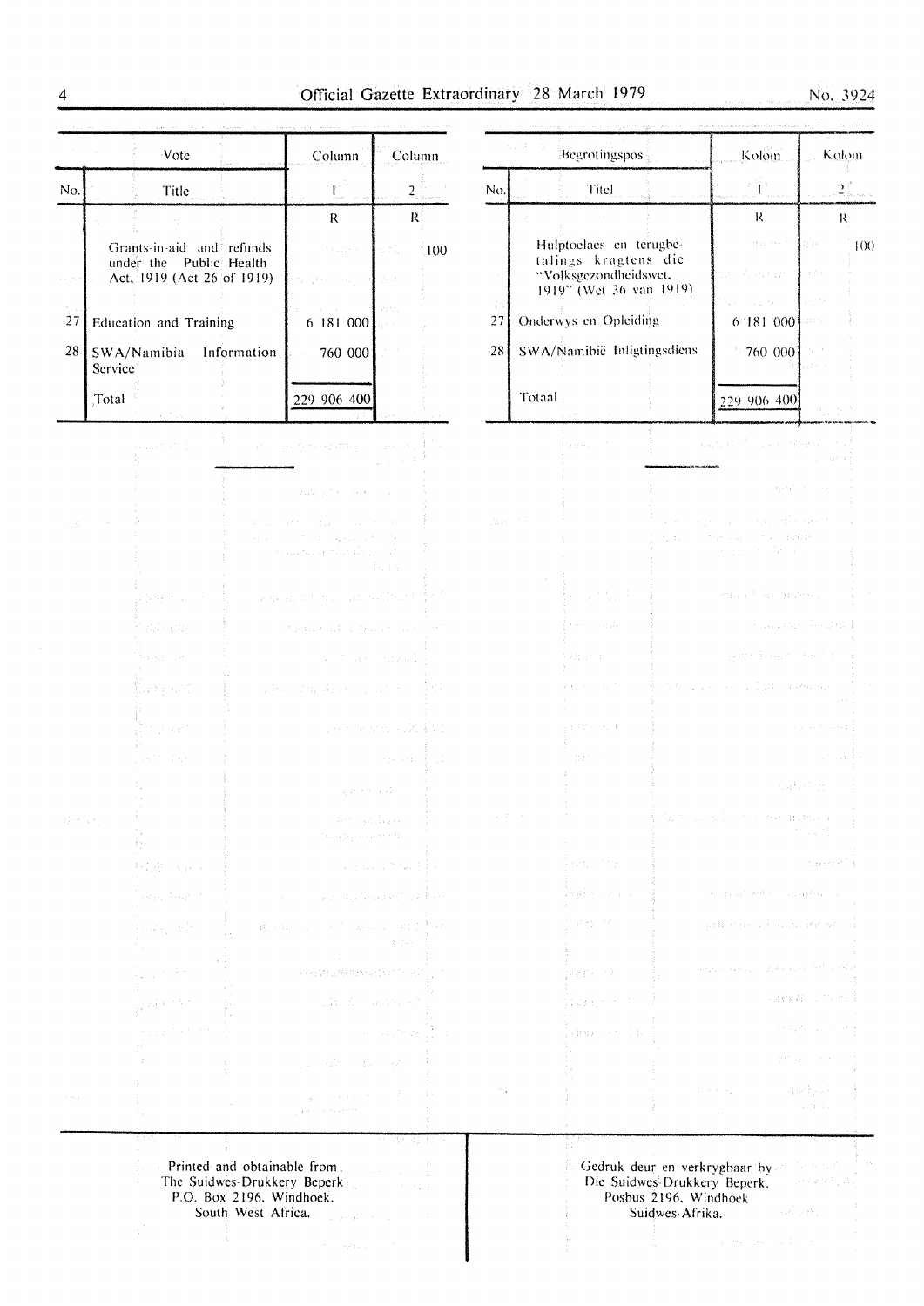| Vote | | Column | Column |
|---|---|---|---|
| No. | Title | 1 | 2 |
| | | R | R |
| | Grants-in-aid and refunds under the Public Health Act, 1919 (Act 26 of 1919) | | 100 |
| 27 | Education and Training | 6 181 000 | |
| 28 | SWA/Namibia Information Service | 760 000 | |
| | Total | 229 906 400 | |

| Begrotingspos | | Kolom | Kolom |
|---|---|---|---|
| No. | Titel | 1 | 2 |
| | | R | R |
| | Hulptoelaes en terugbetalings kragtens die "Volksgezondheidswet, 1919" (Wet 36 van 1919) | | 100 |
| 27 | Onderwys en Opleiding | 6 181 000 | |
| 28 | SWA/Namibië Inligtingsdiens | 760 000 | |
| | Totaal | 229 906 400 | |

Printed and obtainable from The Suidwes-Drukkery Beperk, P.O. Box 2196, Windhoek, South West Africa.

Gedruk deur en verkrygbaar by Die Suidwes-Drukkery Beperk, Posbus 2196, Windhoek Suidwes-Afrika.